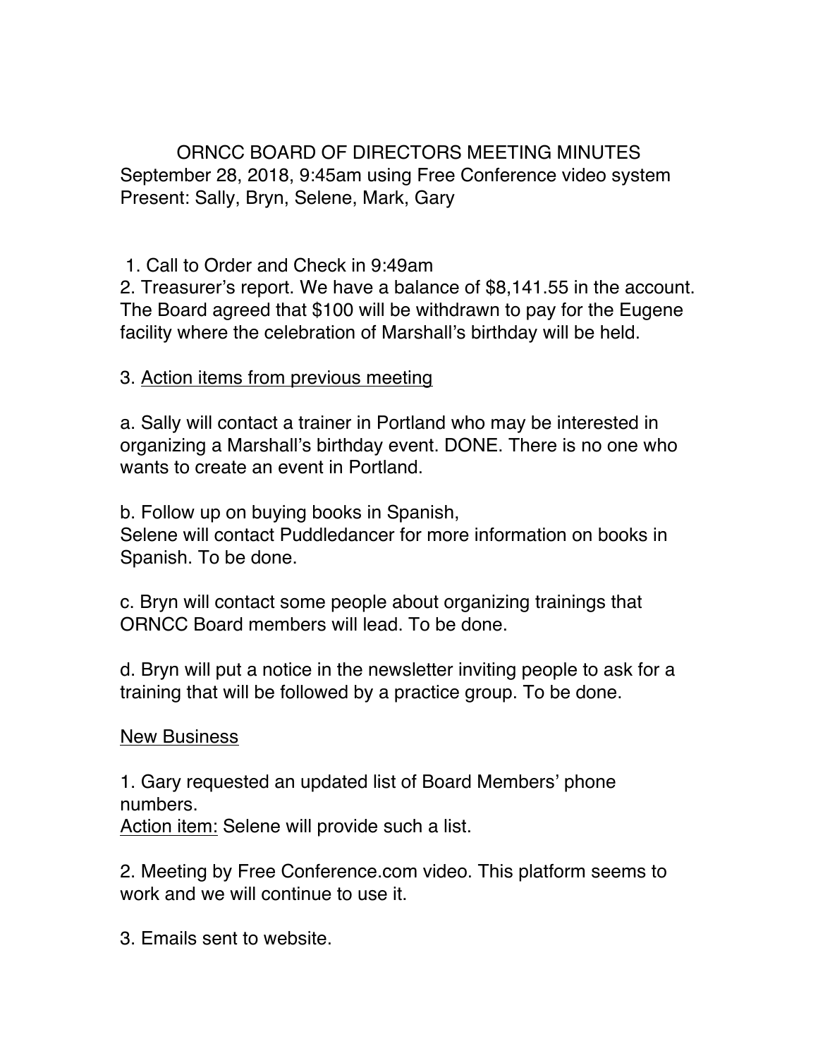# ORNCC BOARD OF DIRECTORS MEETING MINUTES

September 28, 2018, 9:45am using Free Conference video system
Present: Sally, Bryn, Selene, Mark, Gary

1. Call to Order and Check in 9:49am
2. Treasurer's report. We have a balance of $8,141.55 in the account. The Board agreed that $100 will be withdrawn to pay for the Eugene facility where the celebration of Marshall's birthday will be held.

3. <u>Action items from previous meeting</u>

a. Sally will contact a trainer in Portland who may be interested in organizing a Marshall's birthday event. DONE. There is no one who wants to create an event in Portland.

b. Follow up on buying books in Spanish,
Selene will contact Puddledancer for more information on books in Spanish. To be done.

c. Bryn will contact some people about organizing trainings that ORNCC Board members will lead. To be done.

d. Bryn will put a notice in the newsletter inviting people to ask for a training that will be followed by a practice group. To be done.

<u>New Business</u>

1. Gary requested an updated list of Board Members' phone numbers.
<u>Action item:</u> Selene will provide such a list.

2. Meeting by Free Conference.com video. This platform seems to work and we will continue to use it.

3. Emails sent to website.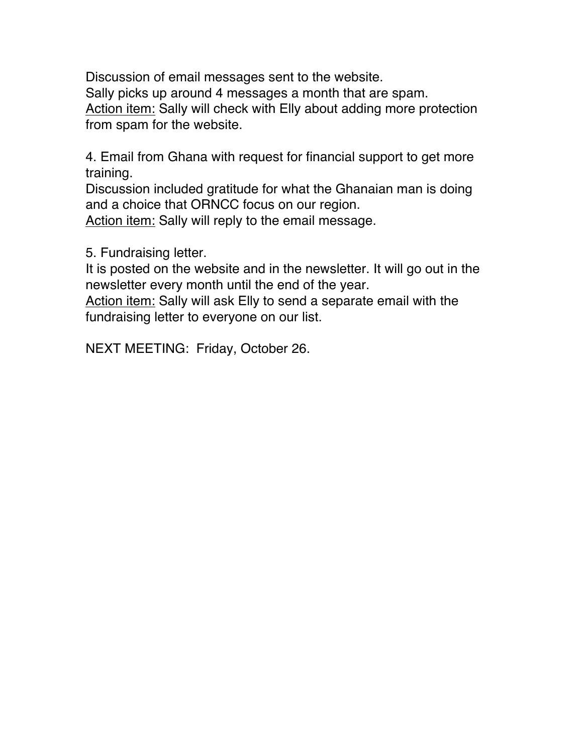Discussion of email messages sent to the website.
Sally picks up around 4 messages a month that are spam.
<u>Action item:</u> Sally will check with Elly about adding more protection from spam for the website.

4. Email from Ghana with request for financial support to get more training.
Discussion included gratitude for what the Ghanaian man is doing and a choice that ORNCC focus on our region.
<u>Action item:</u> Sally will reply to the email message.

5. Fundraising letter.
It is posted on the website and in the newsletter. It will go out in the newsletter every month until the end of the year.
<u>Action item:</u> Sally will ask Elly to send a separate email with the fundraising letter to everyone on our list.

NEXT MEETING: Friday, October 26.